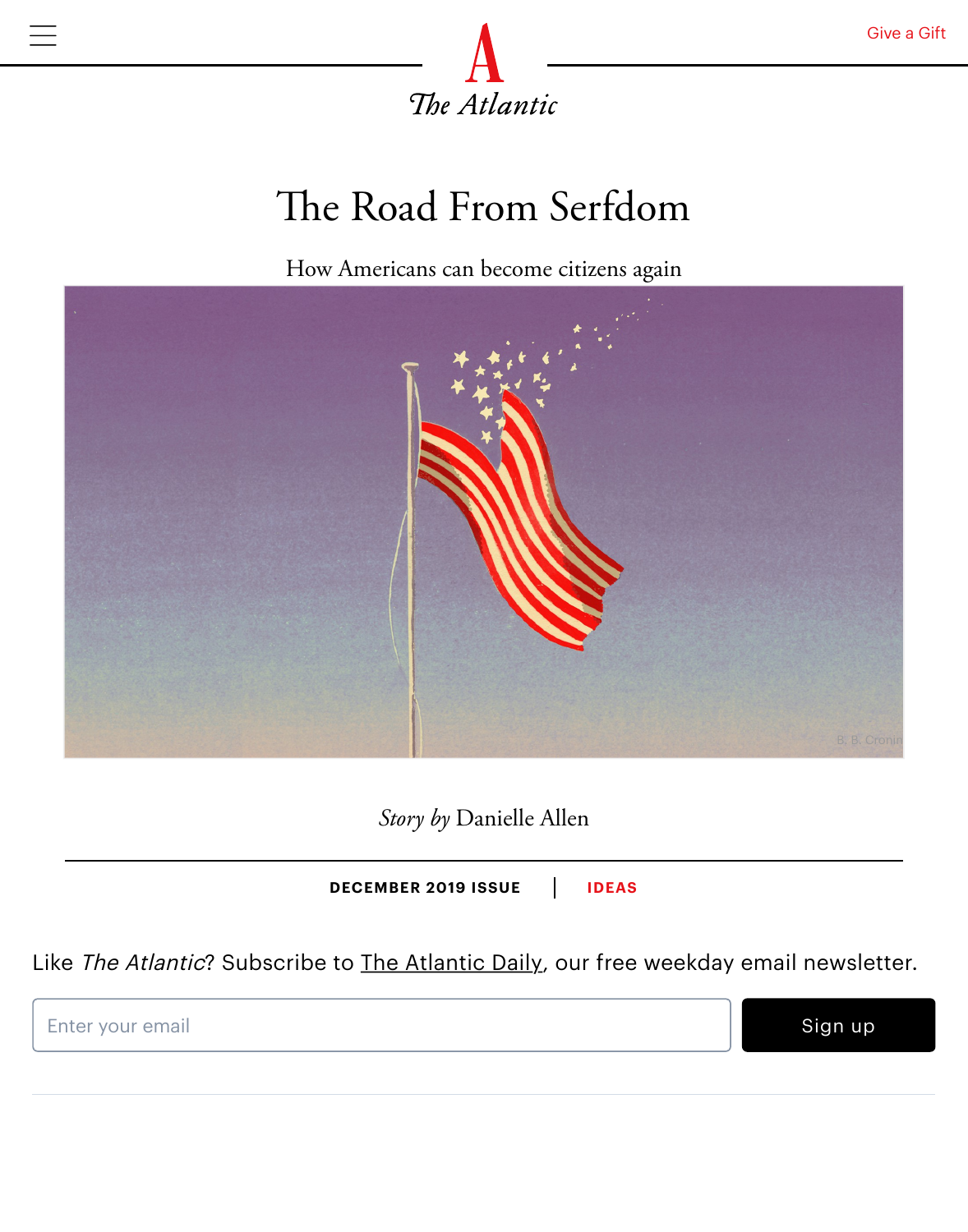# The Road From Serfdom

How Americans can become citizens again

B. B. Cronin

*Story by* Danielle Allen

DECEMBER 2019 ISSUE | IDEAS

Like *The Atlantic*? Subscribe to The Atlantic Daily, our free weekday email newsletter.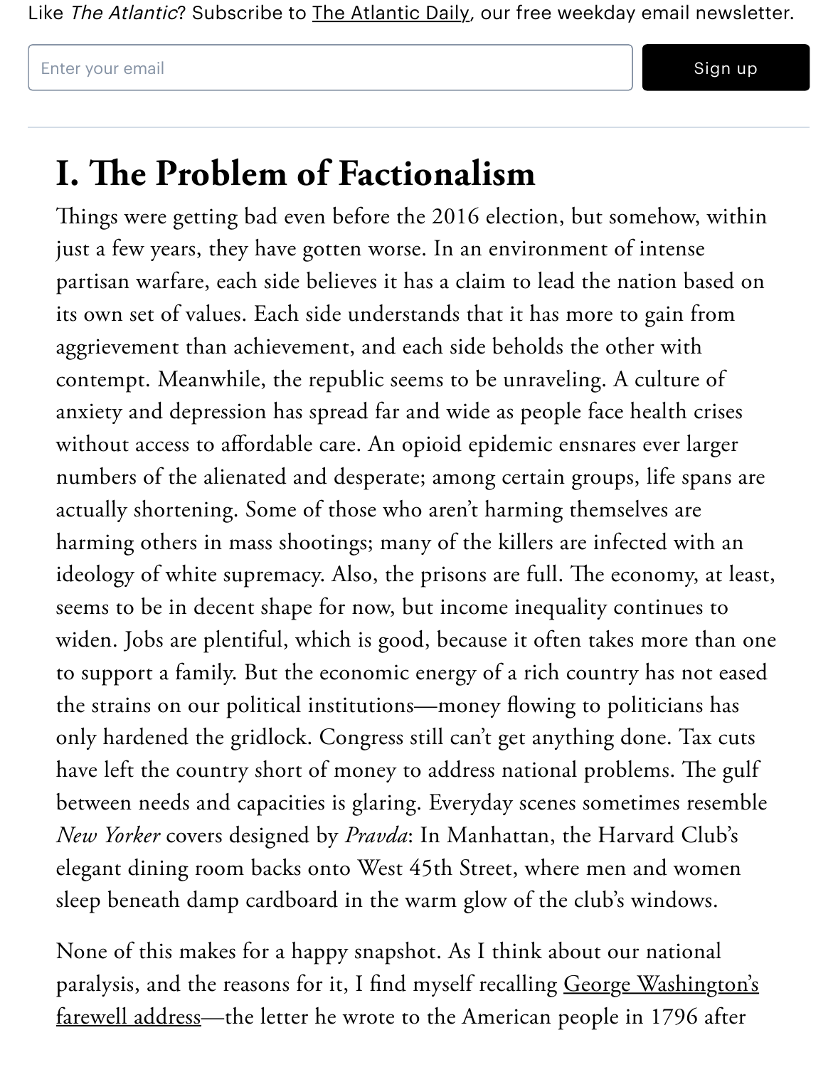Like *The Atlantic*? Subscribe to The Atlantic Daily, our free weekday email newsletter.

## I. The Problem of Factionalism

Things were getting bad even before the 2016 election, but somehow, within just a few years, they have gotten worse. In an environment of intense partisan warfare, each side believes it has a claim to lead the nation based on its own set of values. Each side understands that it has more to gain from aggrievement than achievement, and each side beholds the other with contempt. Meanwhile, the republic seems to be unraveling. A culture of anxiety and depression has spread far and wide as people face health crises without access to affordable care. An opioid epidemic ensnares ever larger numbers of the alienated and desperate; among certain groups, life spans are actually shortening. Some of those who aren't harming themselves are harming others in mass shootings; many of the killers are infected with an ideology of white supremacy. Also, the prisons are full. The economy, at least, seems to be in decent shape for now, but income inequality continues to widen. Jobs are plentiful, which is good, because it often takes more than one to support a family. But the economic energy of a rich country has not eased the strains on our political institutions—money flowing to politicians has only hardened the gridlock. Congress still can't get anything done. Tax cuts have left the country short of money to address national problems. The gulf between needs and capacities is glaring. Everyday scenes sometimes resemble *New Yorker* covers designed by *Pravda*: In Manhattan, the Harvard Club's elegant dining room backs onto West 45th Street, where men and women sleep beneath damp cardboard in the warm glow of the club's windows.

None of this makes for a happy snapshot. As I think about our national paralysis, and the reasons for it, I find myself recalling George Washington's farewell address—the letter he wrote to the American people in 1796 after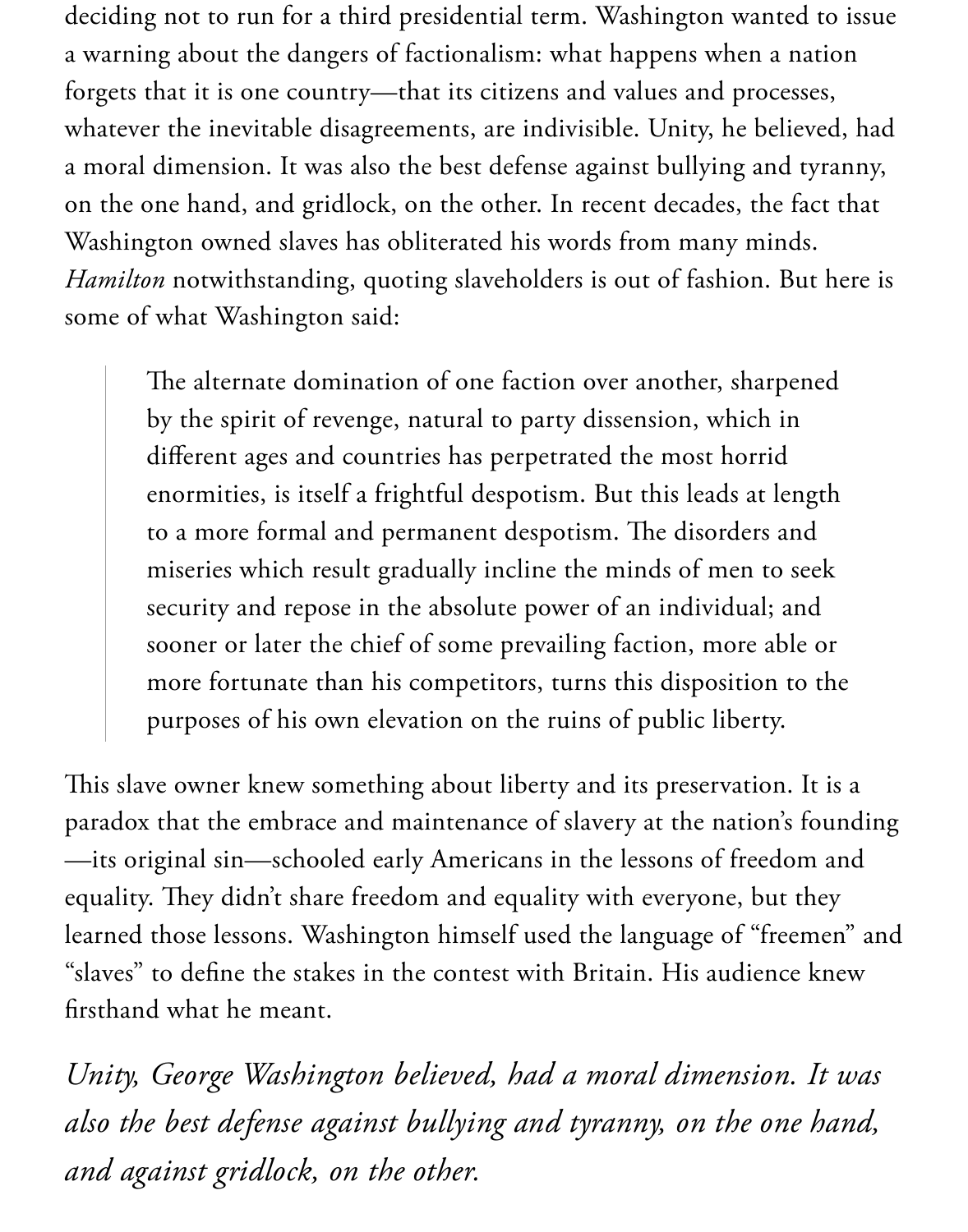deciding not to run for a third presidential term. Washington wanted to issue a warning about the dangers of factionalism: what happens when a nation forgets that it is one country—that its citizens and values and processes, whatever the inevitable disagreements, are indivisible. Unity, he believed, had a moral dimension. It was also the best defense against bullying and tyranny, on the one hand, and gridlock, on the other. In recent decades, the fact that Washington owned slaves has obliterated his words from many minds. *Hamilton* notwithstanding, quoting slaveholders is out of fashion. But here is some of what Washington said:

> The alternate domination of one faction over another, sharpened by the spirit of revenge, natural to party dissension, which in different ages and countries has perpetrated the most horrid enormities, is itself a frightful despotism. But this leads at length to a more formal and permanent despotism. The disorders and miseries which result gradually incline the minds of men to seek security and repose in the absolute power of an individual; and sooner or later the chief of some prevailing faction, more able or more fortunate than his competitors, turns this disposition to the purposes of his own elevation on the ruins of public liberty.

This slave owner knew something about liberty and its preservation. It is a paradox that the embrace and maintenance of slavery at the nation's founding—its original sin—schooled early Americans in the lessons of freedom and equality. They didn't share freedom and equality with everyone, but they learned those lessons. Washington himself used the language of "freemen" and "slaves" to define the stakes in the contest with Britain. His audience knew firsthand what he meant.

*Unity, George Washington believed, had a moral dimension. It was also the best defense against bullying and tyranny, on the one hand, and against gridlock, on the other.*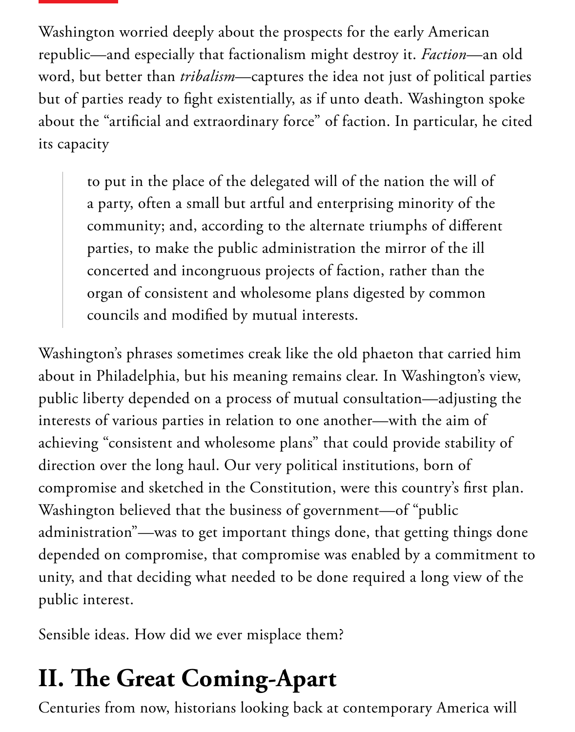Washington worried deeply about the prospects for the early American republic—and especially that factionalism might destroy it. *Faction*—an old word, but better than *tribalism*—captures the idea not just of political parties but of parties ready to fight existentially, as if unto death. Washington spoke about the "artificial and extraordinary force" of faction. In particular, he cited its capacity

> to put in the place of the delegated will of the nation the will of a party, often a small but artful and enterprising minority of the community; and, according to the alternate triumphs of different parties, to make the public administration the mirror of the ill concerted and incongruous projects of faction, rather than the organ of consistent and wholesome plans digested by common councils and modified by mutual interests.

Washington's phrases sometimes creak like the old phaeton that carried him about in Philadelphia, but his meaning remains clear. In Washington's view, public liberty depended on a process of mutual consultation—adjusting the interests of various parties in relation to one another—with the aim of achieving "consistent and wholesome plans" that could provide stability of direction over the long haul. Our very political institutions, born of compromise and sketched in the Constitution, were this country's first plan. Washington believed that the business of government—of "public administration"—was to get important things done, that getting things done depended on compromise, that compromise was enabled by a commitment to unity, and that deciding what needed to be done required a long view of the public interest.

Sensible ideas. How did we ever misplace them?

## II. The Great Coming-Apart

Centuries from now, historians looking back at contemporary America will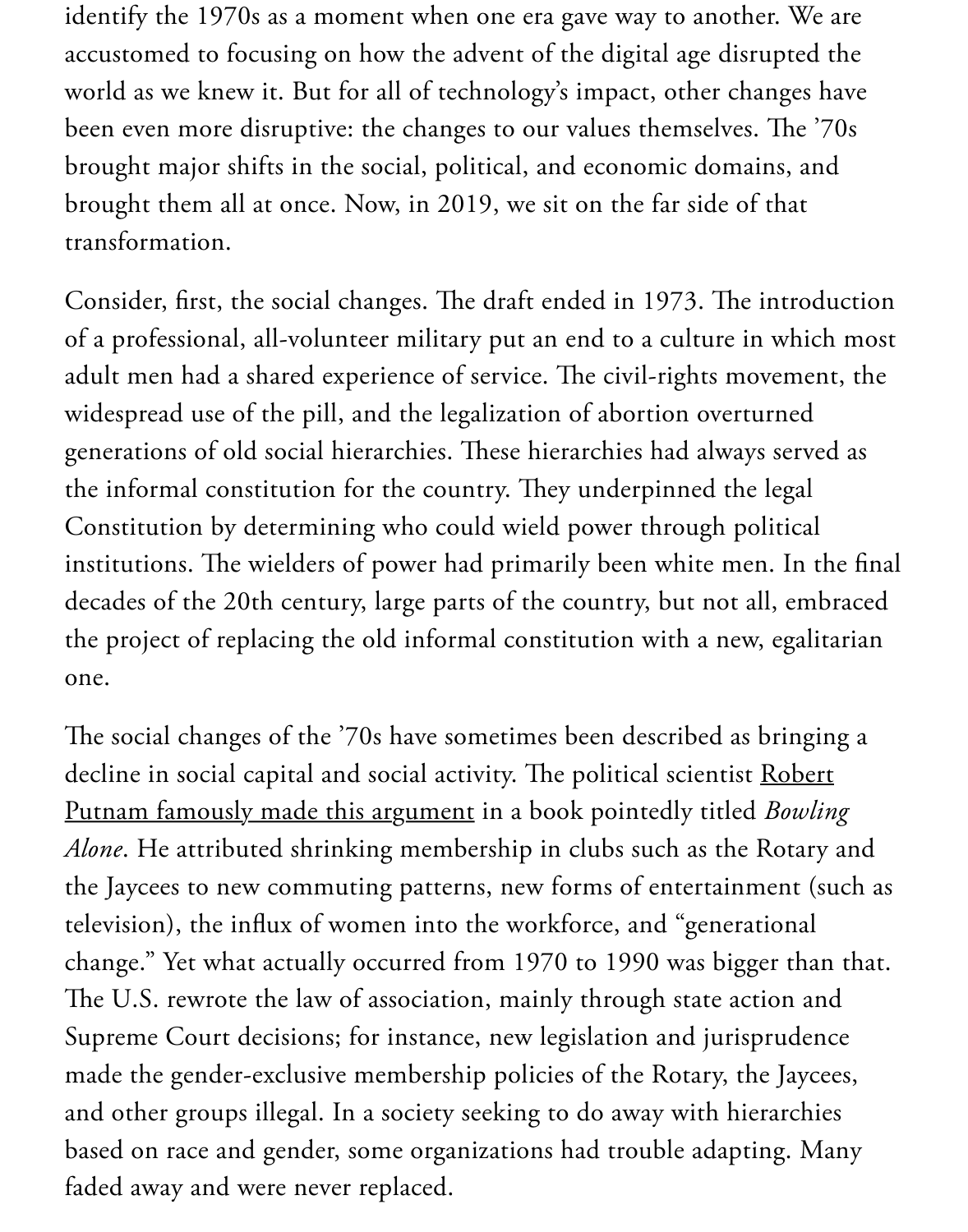identify the 1970s as a moment when one era gave way to another. We are accustomed to focusing on how the advent of the digital age disrupted the world as we knew it. But for all of technology's impact, other changes have been even more disruptive: the changes to our values themselves. The '70s brought major shifts in the social, political, and economic domains, and brought them all at once. Now, in 2019, we sit on the far side of that transformation.

Consider, first, the social changes. The draft ended in 1973. The introduction of a professional, all-volunteer military put an end to a culture in which most adult men had a shared experience of service. The civil-rights movement, the widespread use of the pill, and the legalization of abortion overturned generations of old social hierarchies. These hierarchies had always served as the informal constitution for the country. They underpinned the legal Constitution by determining who could wield power through political institutions. The wielders of power had primarily been white men. In the final decades of the 20th century, large parts of the country, but not all, embraced the project of replacing the old informal constitution with a new, egalitarian one.

The social changes of the '70s have sometimes been described as bringing a decline in social capital and social activity. The political scientist Robert Putnam famously made this argument in a book pointedly titled *Bowling Alone*. He attributed shrinking membership in clubs such as the Rotary and the Jaycees to new commuting patterns, new forms of entertainment (such as television), the influx of women into the workforce, and "generational change." Yet what actually occurred from 1970 to 1990 was bigger than that. The U.S. rewrote the law of association, mainly through state action and Supreme Court decisions; for instance, new legislation and jurisprudence made the gender-exclusive membership policies of the Rotary, the Jaycees, and other groups illegal. In a society seeking to do away with hierarchies based on race and gender, some organizations had trouble adapting. Many faded away and were never replaced.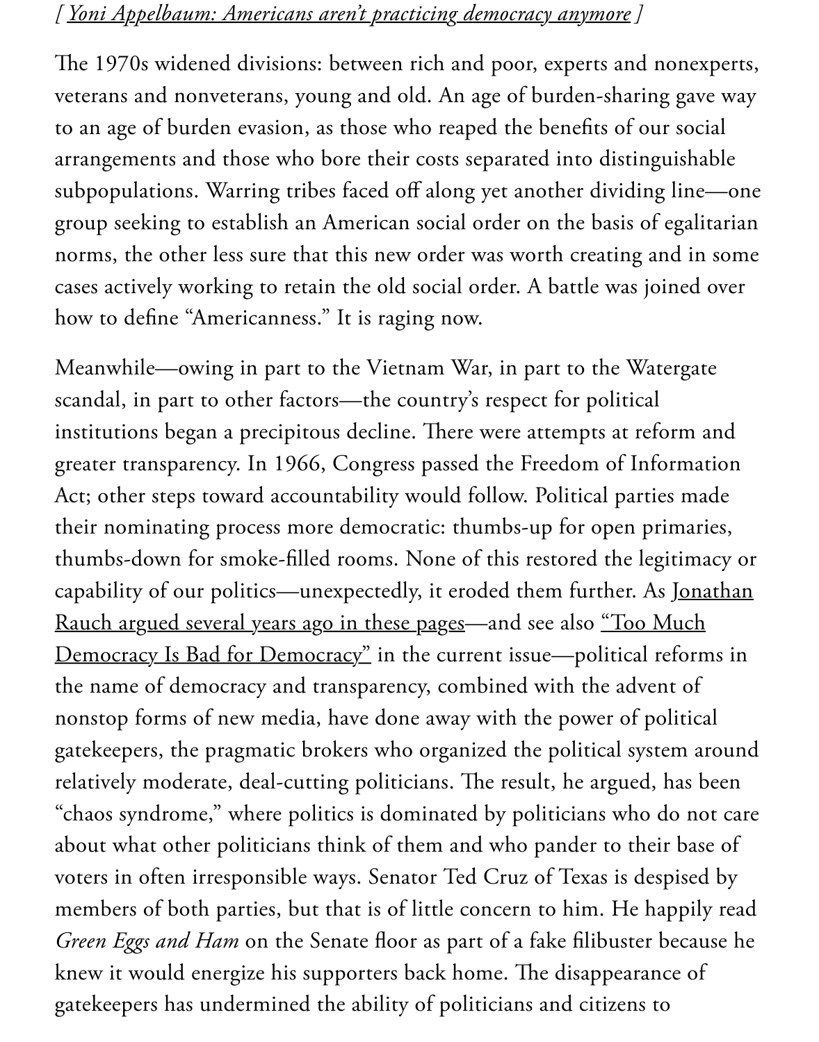*[ Yoni Appelbaum: Americans aren't practicing democracy anymore ]*

The 1970s widened divisions: between rich and poor, experts and nonexperts, veterans and nonveterans, young and old. An age of burden-sharing gave way to an age of burden evasion, as those who reaped the benefits of our social arrangements and those who bore their costs separated into distinguishable subpopulations. Warring tribes faced off along yet another dividing line—one group seeking to establish an American social order on the basis of egalitarian norms, the other less sure that this new order was worth creating and in some cases actively working to retain the old social order. A battle was joined over how to define "Americanness." It is raging now.

Meanwhile—owing in part to the Vietnam War, in part to the Watergate scandal, in part to other factors—the country's respect for political institutions began a precipitous decline. There were attempts at reform and greater transparency. In 1966, Congress passed the Freedom of Information Act; other steps toward accountability would follow. Political parties made their nominating process more democratic: thumbs-up for open primaries, thumbs-down for smoke-filled rooms. None of this restored the legitimacy or capability of our politics—unexpectedly, it eroded them further. As Jonathan Rauch argued several years ago in these pages—and see also "Too Much Democracy Is Bad for Democracy" in the current issue—political reforms in the name of democracy and transparency, combined with the advent of nonstop forms of new media, have done away with the power of political gatekeepers, the pragmatic brokers who organized the political system around relatively moderate, deal-cutting politicians. The result, he argued, has been "chaos syndrome," where politics is dominated by politicians who do not care about what other politicians think of them and who pander to their base of voters in often irresponsible ways. Senator Ted Cruz of Texas is despised by members of both parties, but that is of little concern to him. He happily read *Green Eggs and Ham* on the Senate floor as part of a fake filibuster because he knew it would energize his supporters back home. The disappearance of gatekeepers has undermined the ability of politicians and citizens to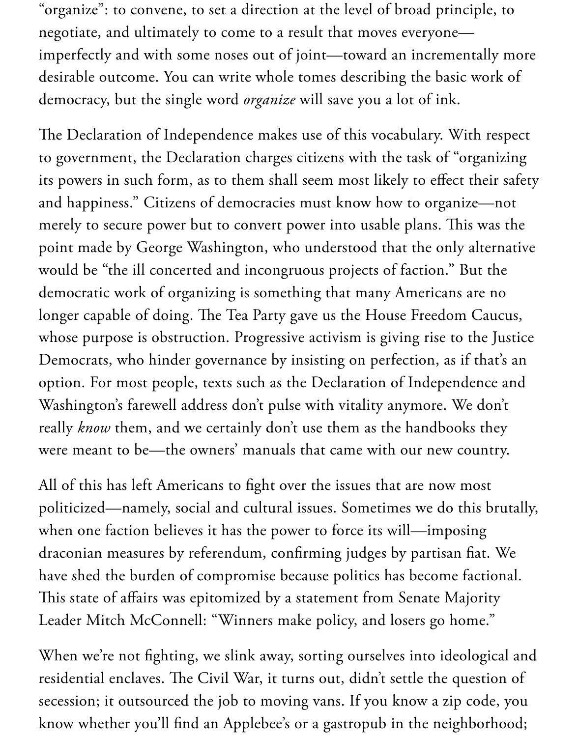"organize": to convene, to set a direction at the level of broad principle, to negotiate, and ultimately to come to a result that moves everyone—imperfectly and with some noses out of joint—toward an incrementally more desirable outcome. You can write whole tomes describing the basic work of democracy, but the single word *organize* will save you a lot of ink.

The Declaration of Independence makes use of this vocabulary. With respect to government, the Declaration charges citizens with the task of "organizing its powers in such form, as to them shall seem most likely to effect their safety and happiness." Citizens of democracies must know how to organize—not merely to secure power but to convert power into usable plans. This was the point made by George Washington, who understood that the only alternative would be "the ill concerted and incongruous projects of faction." But the democratic work of organizing is something that many Americans are no longer capable of doing. The Tea Party gave us the House Freedom Caucus, whose purpose is obstruction. Progressive activism is giving rise to the Justice Democrats, who hinder governance by insisting on perfection, as if that's an option. For most people, texts such as the Declaration of Independence and Washington's farewell address don't pulse with vitality anymore. We don't really *know* them, and we certainly don't use them as the handbooks they were meant to be—the owners' manuals that came with our new country.

All of this has left Americans to fight over the issues that are now most politicized—namely, social and cultural issues. Sometimes we do this brutally, when one faction believes it has the power to force its will—imposing draconian measures by referendum, confirming judges by partisan fiat. We have shed the burden of compromise because politics has become factional. This state of affairs was epitomized by a statement from Senate Majority Leader Mitch McConnell: "Winners make policy, and losers go home."

When we're not fighting, we slink away, sorting ourselves into ideological and residential enclaves. The Civil War, it turns out, didn't settle the question of secession; it outsourced the job to moving vans. If you know a zip code, you know whether you'll find an Applebee's or a gastropub in the neighborhood;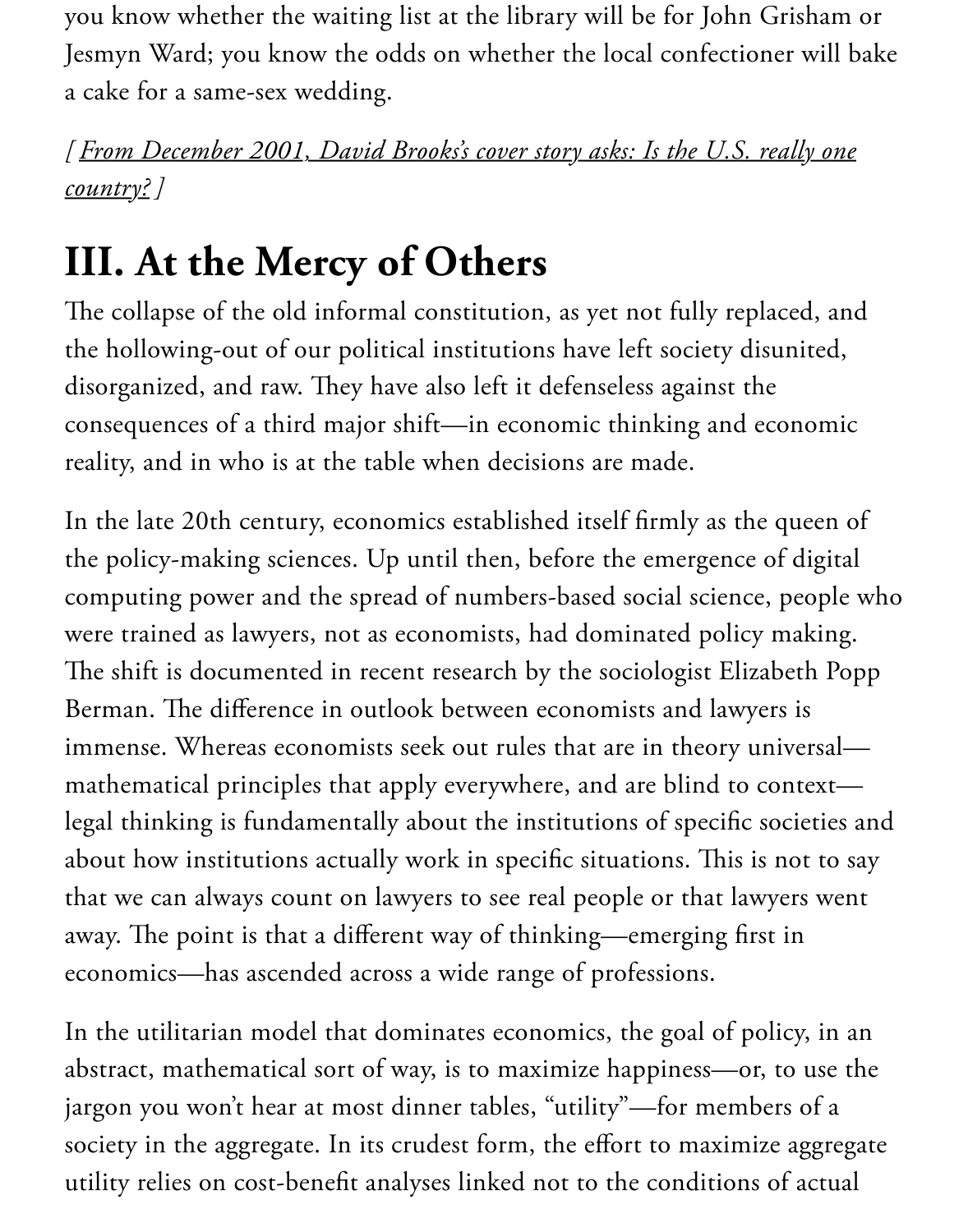you know whether the waiting list at the library will be for John Grisham or Jesmyn Ward; you know the odds on whether the local confectioner will bake a cake for a same-sex wedding.

*[ From December 2001, David Brooks's cover story asks: Is the U.S. really one country? ]*

## III. At the Mercy of Others

The collapse of the old informal constitution, as yet not fully replaced, and the hollowing-out of our political institutions have left society disunited, disorganized, and raw. They have also left it defenseless against the consequences of a third major shift—in economic thinking and economic reality, and in who is at the table when decisions are made.

In the late 20th century, economics established itself firmly as the queen of the policy-making sciences. Up until then, before the emergence of digital computing power and the spread of numbers-based social science, people who were trained as lawyers, not as economists, had dominated policy making. The shift is documented in recent research by the sociologist Elizabeth Popp Berman. The difference in outlook between economists and lawyers is immense. Whereas economists seek out rules that are in theory universal—mathematical principles that apply everywhere, and are blind to context—legal thinking is fundamentally about the institutions of specific societies and about how institutions actually work in specific situations. This is not to say that we can always count on lawyers to see real people or that lawyers went away. The point is that a different way of thinking—emerging first in economics—has ascended across a wide range of professions.

In the utilitarian model that dominates economics, the goal of policy, in an abstract, mathematical sort of way, is to maximize happiness—or, to use the jargon you won't hear at most dinner tables, "utility"—for members of a society in the aggregate. In its crudest form, the effort to maximize aggregate utility relies on cost-benefit analyses linked not to the conditions of actual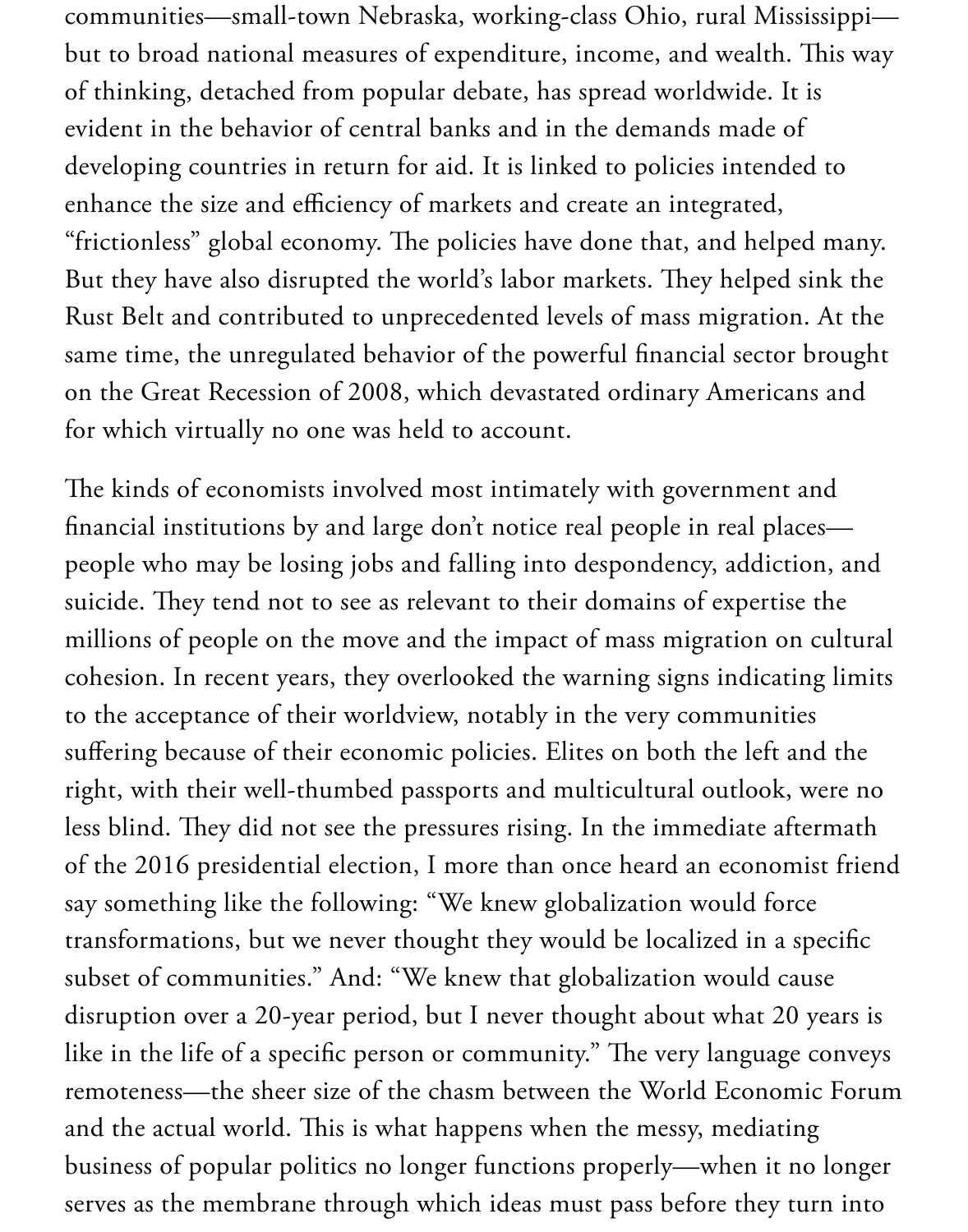communities—small-town Nebraska, working-class Ohio, rural Mississippi—but to broad national measures of expenditure, income, and wealth. This way of thinking, detached from popular debate, has spread worldwide. It is evident in the behavior of central banks and in the demands made of developing countries in return for aid. It is linked to policies intended to enhance the size and efficiency of markets and create an integrated, "frictionless" global economy. The policies have done that, and helped many. But they have also disrupted the world's labor markets. They helped sink the Rust Belt and contributed to unprecedented levels of mass migration. At the same time, the unregulated behavior of the powerful financial sector brought on the Great Recession of 2008, which devastated ordinary Americans and for which virtually no one was held to account.

The kinds of economists involved most intimately with government and financial institutions by and large don't notice real people in real places—people who may be losing jobs and falling into despondency, addiction, and suicide. They tend not to see as relevant to their domains of expertise the millions of people on the move and the impact of mass migration on cultural cohesion. In recent years, they overlooked the warning signs indicating limits to the acceptance of their worldview, notably in the very communities suffering because of their economic policies. Elites on both the left and the right, with their well-thumbed passports and multicultural outlook, were no less blind. They did not see the pressures rising. In the immediate aftermath of the 2016 presidential election, I more than once heard an economist friend say something like the following: "We knew globalization would force transformations, but we never thought they would be localized in a specific subset of communities." And: "We knew that globalization would cause disruption over a 20-year period, but I never thought about what 20 years is like in the life of a specific person or community." The very language conveys remoteness—the sheer size of the chasm between the World Economic Forum and the actual world. This is what happens when the messy, mediating business of popular politics no longer functions properly—when it no longer serves as the membrane through which ideas must pass before they turn into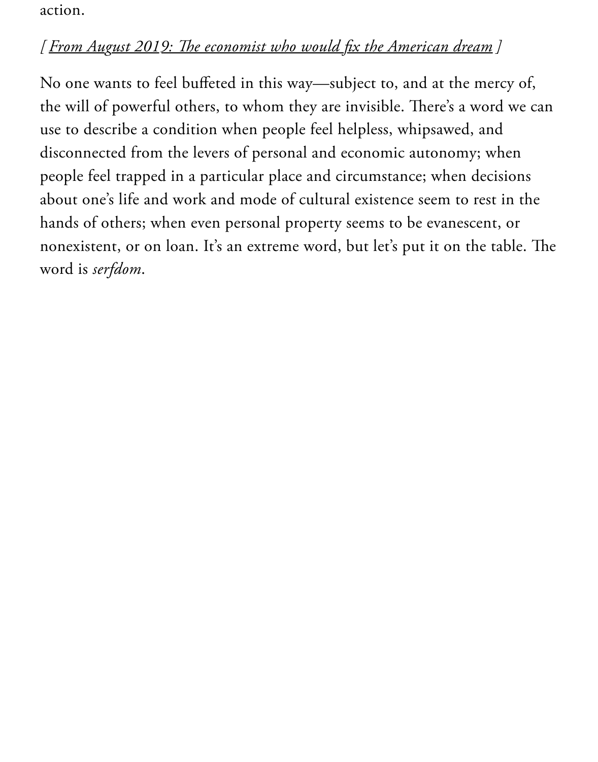action.

*[ From August 2019: The economist who would fix the American dream ]*

No one wants to feel buffeted in this way—subject to, and at the mercy of, the will of powerful others, to whom they are invisible. There's a word we can use to describe a condition when people feel helpless, whipsawed, and disconnected from the levers of personal and economic autonomy; when people feel trapped in a particular place and circumstance; when decisions about one's life and work and mode of cultural existence seem to rest in the hands of others; when even personal property seems to be evanescent, or nonexistent, or on loan. It's an extreme word, but let's put it on the table. The word is *serfdom*.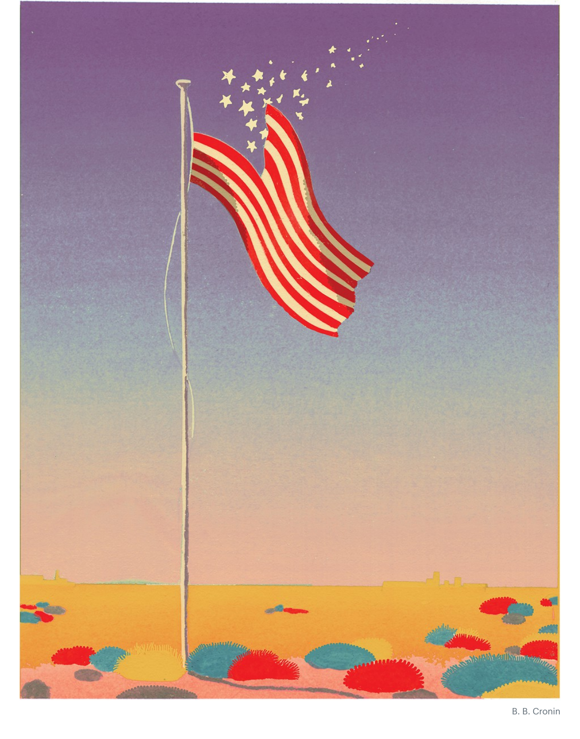B. B. Cronin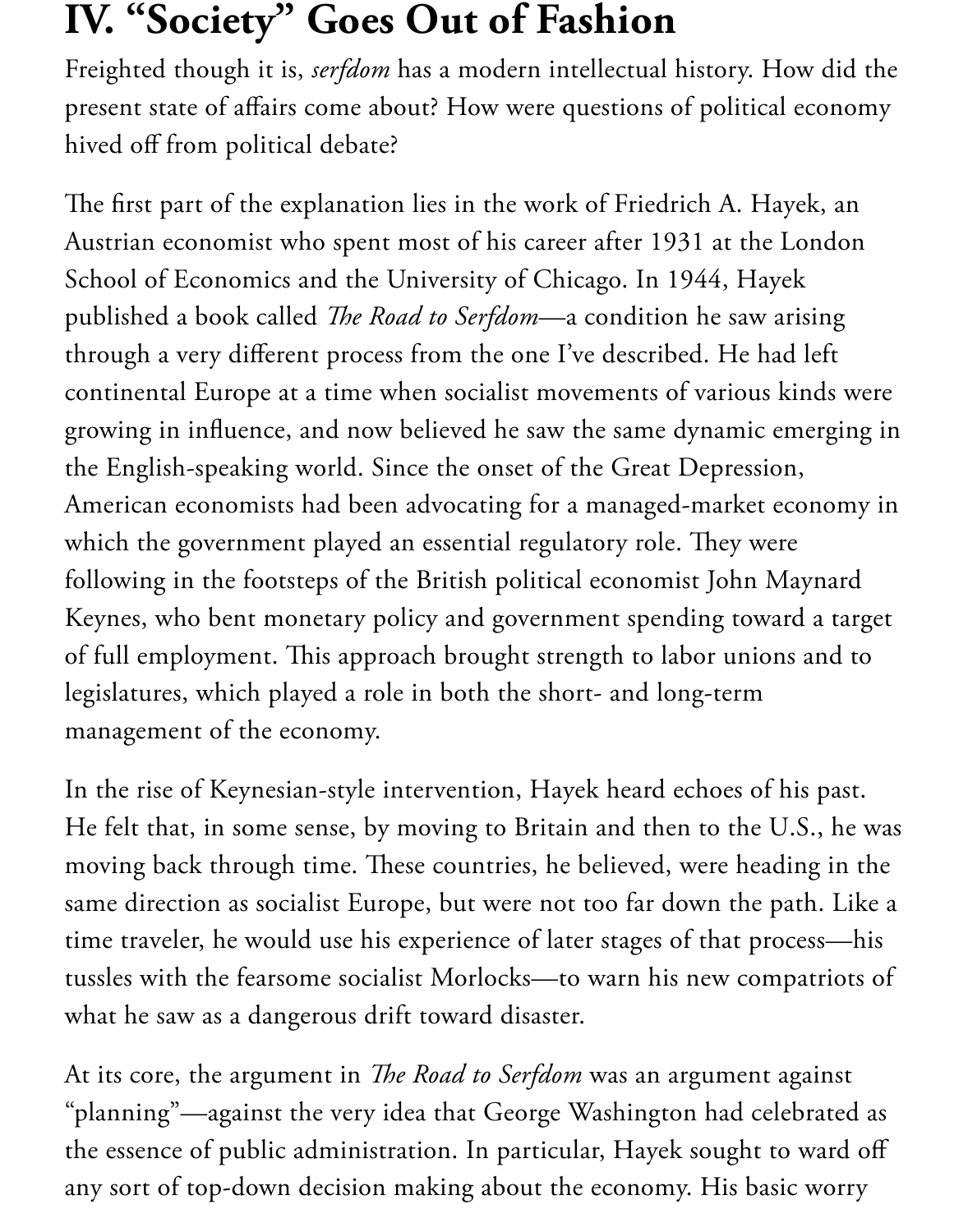## IV. "Society" Goes Out of Fashion

Freighted though it is, *serfdom* has a modern intellectual history. How did the present state of affairs come about? How were questions of political economy hived off from political debate?

The first part of the explanation lies in the work of Friedrich A. Hayek, an Austrian economist who spent most of his career after 1931 at the London School of Economics and the University of Chicago. In 1944, Hayek published a book called *The Road to Serfdom*—a condition he saw arising through a very different process from the one I've described. He had left continental Europe at a time when socialist movements of various kinds were growing in influence, and now believed he saw the same dynamic emerging in the English-speaking world. Since the onset of the Great Depression, American economists had been advocating for a managed-market economy in which the government played an essential regulatory role. They were following in the footsteps of the British political economist John Maynard Keynes, who bent monetary policy and government spending toward a target of full employment. This approach brought strength to labor unions and to legislatures, which played a role in both the short- and long-term management of the economy.

In the rise of Keynesian-style intervention, Hayek heard echoes of his past. He felt that, in some sense, by moving to Britain and then to the U.S., he was moving back through time. These countries, he believed, were heading in the same direction as socialist Europe, but were not too far down the path. Like a time traveler, he would use his experience of later stages of that process—his tussles with the fearsome socialist Morlocks—to warn his new compatriots of what he saw as a dangerous drift toward disaster.

At its core, the argument in *The Road to Serfdom* was an argument against "planning"—against the very idea that George Washington had celebrated as the essence of public administration. In particular, Hayek sought to ward off any sort of top-down decision making about the economy. His basic worry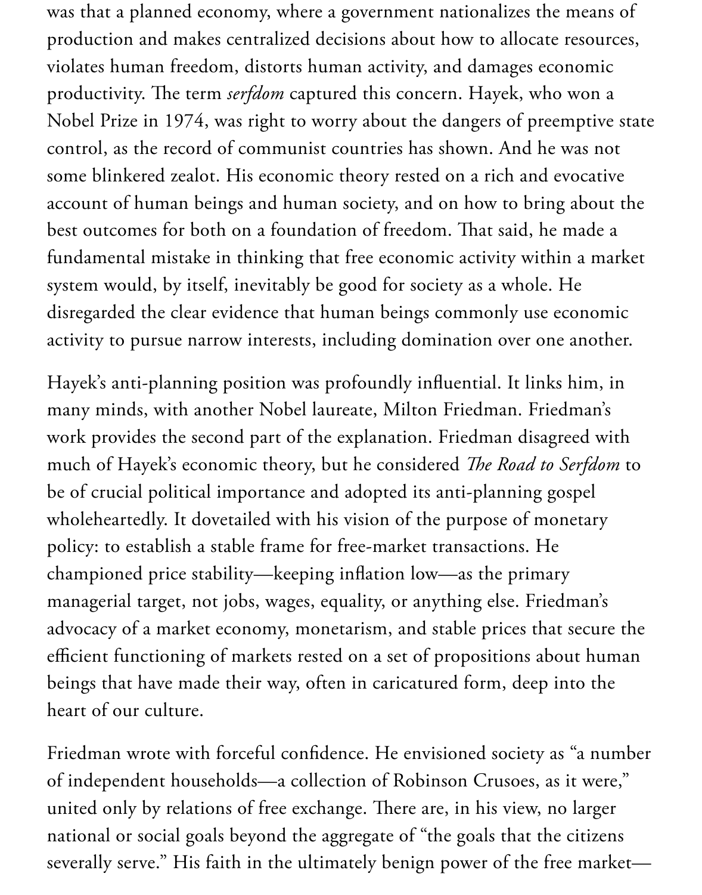was that a planned economy, where a government nationalizes the means of production and makes centralized decisions about how to allocate resources, violates human freedom, distorts human activity, and damages economic productivity. The term *serfdom* captured this concern. Hayek, who won a Nobel Prize in 1974, was right to worry about the dangers of preemptive state control, as the record of communist countries has shown. And he was not some blinkered zealot. His economic theory rested on a rich and evocative account of human beings and human society, and on how to bring about the best outcomes for both on a foundation of freedom. That said, he made a fundamental mistake in thinking that free economic activity within a market system would, by itself, inevitably be good for society as a whole. He disregarded the clear evidence that human beings commonly use economic activity to pursue narrow interests, including domination over one another.

Hayek's anti-planning position was profoundly influential. It links him, in many minds, with another Nobel laureate, Milton Friedman. Friedman's work provides the second part of the explanation. Friedman disagreed with much of Hayek's economic theory, but he considered *The Road to Serfdom* to be of crucial political importance and adopted its anti-planning gospel wholeheartedly. It dovetailed with his vision of the purpose of monetary policy: to establish a stable frame for free-market transactions. He championed price stability—keeping inflation low—as the primary managerial target, not jobs, wages, equality, or anything else. Friedman's advocacy of a market economy, monetarism, and stable prices that secure the efficient functioning of markets rested on a set of propositions about human beings that have made their way, often in caricatured form, deep into the heart of our culture.

Friedman wrote with forceful confidence. He envisioned society as "a number of independent households—a collection of Robinson Crusoes, as it were," united only by relations of free exchange. There are, in his view, no larger national or social goals beyond the aggregate of "the goals that the citizens severally serve." His faith in the ultimately benign power of the free market—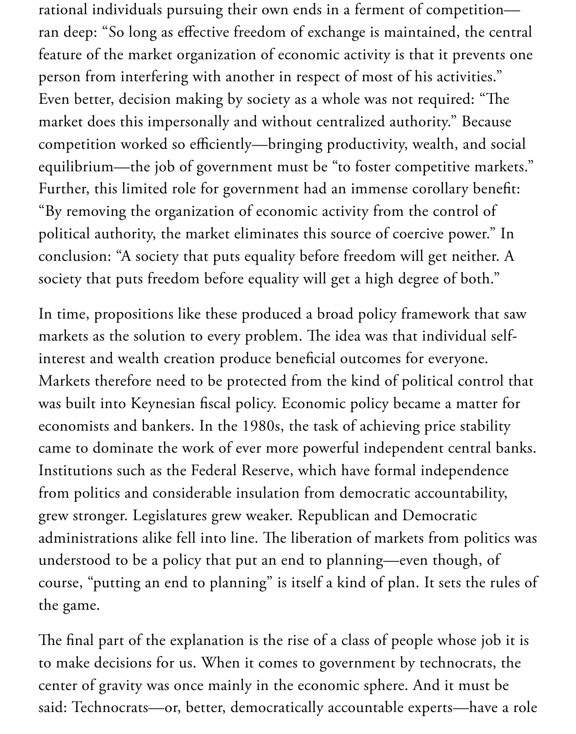rational individuals pursuing their own ends in a ferment of competition—ran deep: "So long as effective freedom of exchange is maintained, the central feature of the market organization of economic activity is that it prevents one person from interfering with another in respect of most of his activities." Even better, decision making by society as a whole was not required: "The market does this impersonally and without centralized authority." Because competition worked so efficiently—bringing productivity, wealth, and social equilibrium—the job of government must be "to foster competitive markets." Further, this limited role for government had an immense corollary benefit: "By removing the organization of economic activity from the control of political authority, the market eliminates this source of coercive power." In conclusion: "A society that puts equality before freedom will get neither. A society that puts freedom before equality will get a high degree of both."

In time, propositions like these produced a broad policy framework that saw markets as the solution to every problem. The idea was that individual self-interest and wealth creation produce beneficial outcomes for everyone. Markets therefore need to be protected from the kind of political control that was built into Keynesian fiscal policy. Economic policy became a matter for economists and bankers. In the 1980s, the task of achieving price stability came to dominate the work of ever more powerful independent central banks. Institutions such as the Federal Reserve, which have formal independence from politics and considerable insulation from democratic accountability, grew stronger. Legislatures grew weaker. Republican and Democratic administrations alike fell into line. The liberation of markets from politics was understood to be a policy that put an end to planning—even though, of course, "putting an end to planning" is itself a kind of plan. It sets the rules of the game.

The final part of the explanation is the rise of a class of people whose job it is to make decisions for us. When it comes to government by technocrats, the center of gravity was once mainly in the economic sphere. And it must be said: Technocrats—or, better, democratically accountable experts—have a role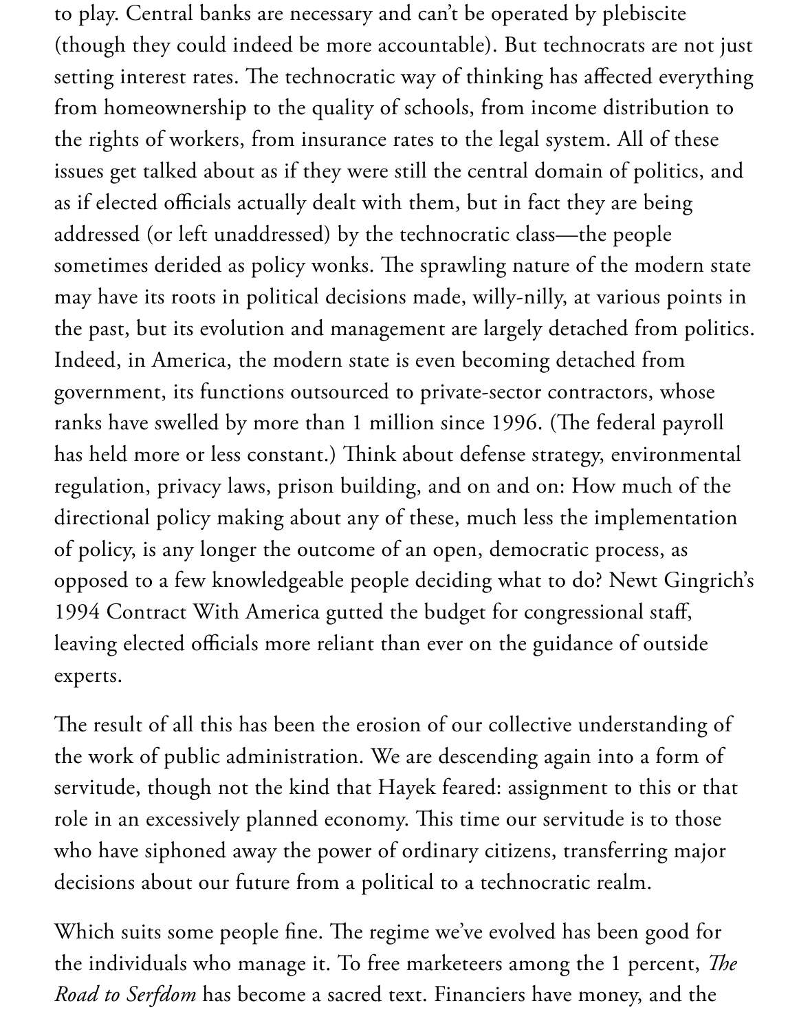to play. Central banks are necessary and can't be operated by plebiscite (though they could indeed be more accountable). But technocrats are not just setting interest rates. The technocratic way of thinking has affected everything from homeownership to the quality of schools, from income distribution to the rights of workers, from insurance rates to the legal system. All of these issues get talked about as if they were still the central domain of politics, and as if elected officials actually dealt with them, but in fact they are being addressed (or left unaddressed) by the technocratic class—the people sometimes derided as policy wonks. The sprawling nature of the modern state may have its roots in political decisions made, willy-nilly, at various points in the past, but its evolution and management are largely detached from politics. Indeed, in America, the modern state is even becoming detached from government, its functions outsourced to private-sector contractors, whose ranks have swelled by more than 1 million since 1996. (The federal payroll has held more or less constant.) Think about defense strategy, environmental regulation, privacy laws, prison building, and on and on: How much of the directional policy making about any of these, much less the implementation of policy, is any longer the outcome of an open, democratic process, as opposed to a few knowledgeable people deciding what to do? Newt Gingrich's 1994 Contract With America gutted the budget for congressional staff, leaving elected officials more reliant than ever on the guidance of outside experts.

The result of all this has been the erosion of our collective understanding of the work of public administration. We are descending again into a form of servitude, though not the kind that Hayek feared: assignment to this or that role in an excessively planned economy. This time our servitude is to those who have siphoned away the power of ordinary citizens, transferring major decisions about our future from a political to a technocratic realm.

Which suits some people fine. The regime we've evolved has been good for the individuals who manage it. To free marketeers among the 1 percent, *The Road to Serfdom* has become a sacred text. Financiers have money, and the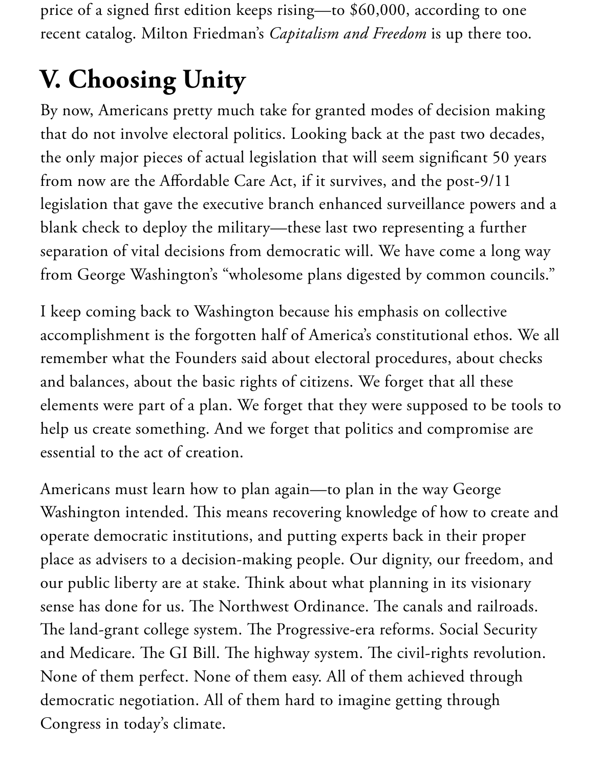price of a signed first edition keeps rising—to $60,000, according to one recent catalog. Milton Friedman's *Capitalism and Freedom* is up there too.

## V. Choosing Unity

By now, Americans pretty much take for granted modes of decision making that do not involve electoral politics. Looking back at the past two decades, the only major pieces of actual legislation that will seem significant 50 years from now are the Affordable Care Act, if it survives, and the post-9/11 legislation that gave the executive branch enhanced surveillance powers and a blank check to deploy the military—these last two representing a further separation of vital decisions from democratic will. We have come a long way from George Washington's "wholesome plans digested by common councils."

I keep coming back to Washington because his emphasis on collective accomplishment is the forgotten half of America's constitutional ethos. We all remember what the Founders said about electoral procedures, about checks and balances, about the basic rights of citizens. We forget that all these elements were part of a plan. We forget that they were supposed to be tools to help us create something. And we forget that politics and compromise are essential to the act of creation.

Americans must learn how to plan again—to plan in the way George Washington intended. This means recovering knowledge of how to create and operate democratic institutions, and putting experts back in their proper place as advisers to a decision-making people. Our dignity, our freedom, and our public liberty are at stake. Think about what planning in its visionary sense has done for us. The Northwest Ordinance. The canals and railroads. The land-grant college system. The Progressive-era reforms. Social Security and Medicare. The GI Bill. The highway system. The civil-rights revolution. None of them perfect. None of them easy. All of them achieved through democratic negotiation. All of them hard to imagine getting through Congress in today's climate.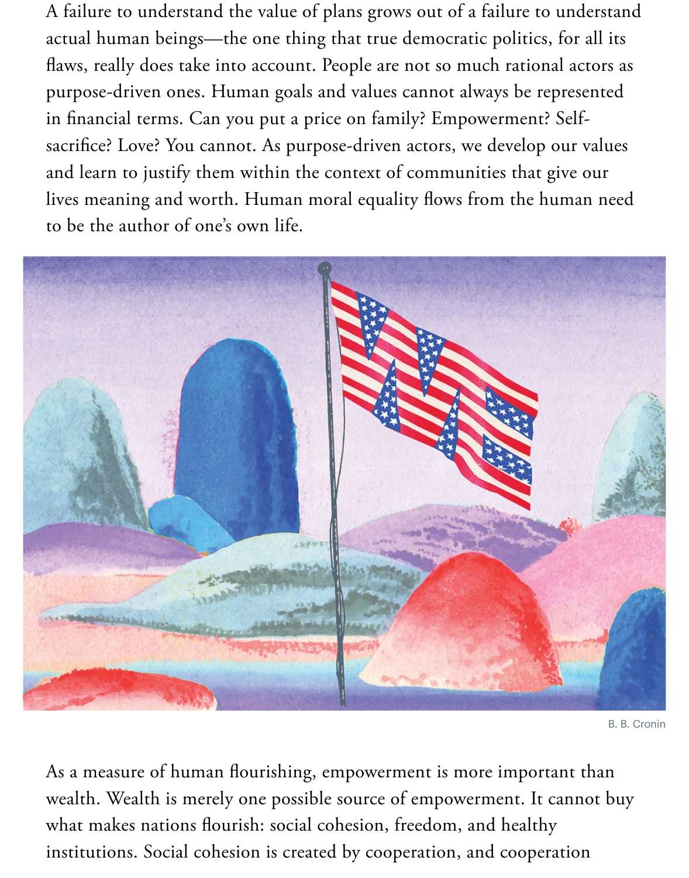A failure to understand the value of plans grows out of a failure to understand actual human beings—the one thing that true democratic politics, for all its flaws, really does take into account. People are not so much rational actors as purpose-driven ones. Human goals and values cannot always be represented in financial terms. Can you put a price on family? Empowerment? Self-sacrifice? Love? You cannot. As purpose-driven actors, we develop our values and learn to justify them within the context of communities that give our lives meaning and worth. Human moral equality flows from the human need to be the author of one's own life.

B. B. Cronin

As a measure of human flourishing, empowerment is more important than wealth. Wealth is merely one possible source of empowerment. It cannot buy what makes nations flourish: social cohesion, freedom, and healthy institutions. Social cohesion is created by cooperation, and cooperation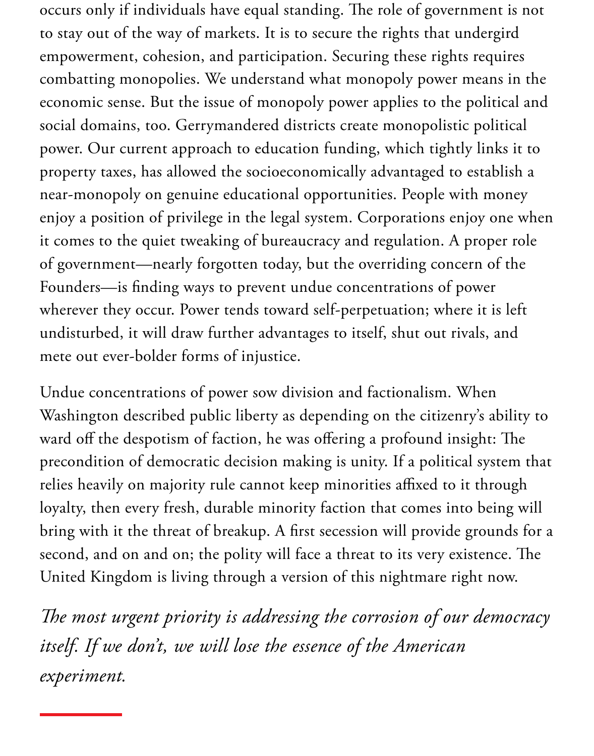occurs only if individuals have equal standing. The role of government is not to stay out of the way of markets. It is to secure the rights that undergird empowerment, cohesion, and participation. Securing these rights requires combatting monopolies. We understand what monopoly power means in the economic sense. But the issue of monopoly power applies to the political and social domains, too. Gerrymandered districts create monopolistic political power. Our current approach to education funding, which tightly links it to property taxes, has allowed the socioeconomically advantaged to establish a near-monopoly on genuine educational opportunities. People with money enjoy a position of privilege in the legal system. Corporations enjoy one when it comes to the quiet tweaking of bureaucracy and regulation. A proper role of government—nearly forgotten today, but the overriding concern of the Founders—is finding ways to prevent undue concentrations of power wherever they occur. Power tends toward self-perpetuation; where it is left undisturbed, it will draw further advantages to itself, shut out rivals, and mete out ever-bolder forms of injustice.

Undue concentrations of power sow division and factionalism. When Washington described public liberty as depending on the citizenry's ability to ward off the despotism of faction, he was offering a profound insight: The precondition of democratic decision making is unity. If a political system that relies heavily on majority rule cannot keep minorities affixed to it through loyalty, then every fresh, durable minority faction that comes into being will bring with it the threat of breakup. A first secession will provide grounds for a second, and on and on; the polity will face a threat to its very existence. The United Kingdom is living through a version of this nightmare right now.

*The most urgent priority is addressing the corrosion of our democracy itself. If we don't, we will lose the essence of the American experiment.*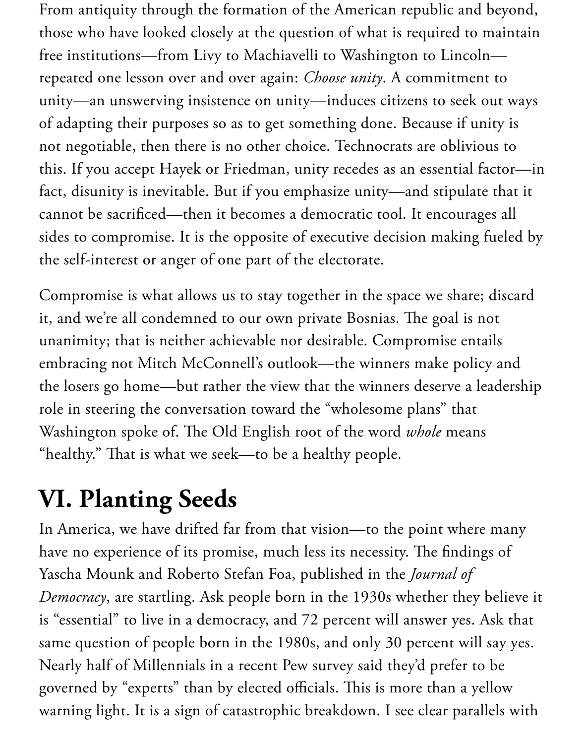From antiquity through the formation of the American republic and beyond, those who have looked closely at the question of what is required to maintain free institutions—from Livy to Machiavelli to Washington to Lincoln—repeated one lesson over and over again: *Choose unity*. A commitment to unity—an unswerving insistence on unity—induces citizens to seek out ways of adapting their purposes so as to get something done. Because if unity is not negotiable, then there is no other choice. Technocrats are oblivious to this. If you accept Hayek or Friedman, unity recedes as an essential factor—in fact, disunity is inevitable. But if you emphasize unity—and stipulate that it cannot be sacrificed—then it becomes a democratic tool. It encourages all sides to compromise. It is the opposite of executive decision making fueled by the self-interest or anger of one part of the electorate.

Compromise is what allows us to stay together in the space we share; discard it, and we're all condemned to our own private Bosnias. The goal is not unanimity; that is neither achievable nor desirable. Compromise entails embracing not Mitch McConnell's outlook—the winners make policy and the losers go home—but rather the view that the winners deserve a leadership role in steering the conversation toward the "wholesome plans" that Washington spoke of. The Old English root of the word *whole* means "healthy." That is what we seek—to be a healthy people.

## VI. Planting Seeds

In America, we have drifted far from that vision—to the point where many have no experience of its promise, much less its necessity. The findings of Yascha Mounk and Roberto Stefan Foa, published in the *Journal of Democracy*, are startling. Ask people born in the 1930s whether they believe it is "essential" to live in a democracy, and 72 percent will answer yes. Ask that same question of people born in the 1980s, and only 30 percent will say yes. Nearly half of Millennials in a recent Pew survey said they'd prefer to be governed by "experts" than by elected officials. This is more than a yellow warning light. It is a sign of catastrophic breakdown. I see clear parallels with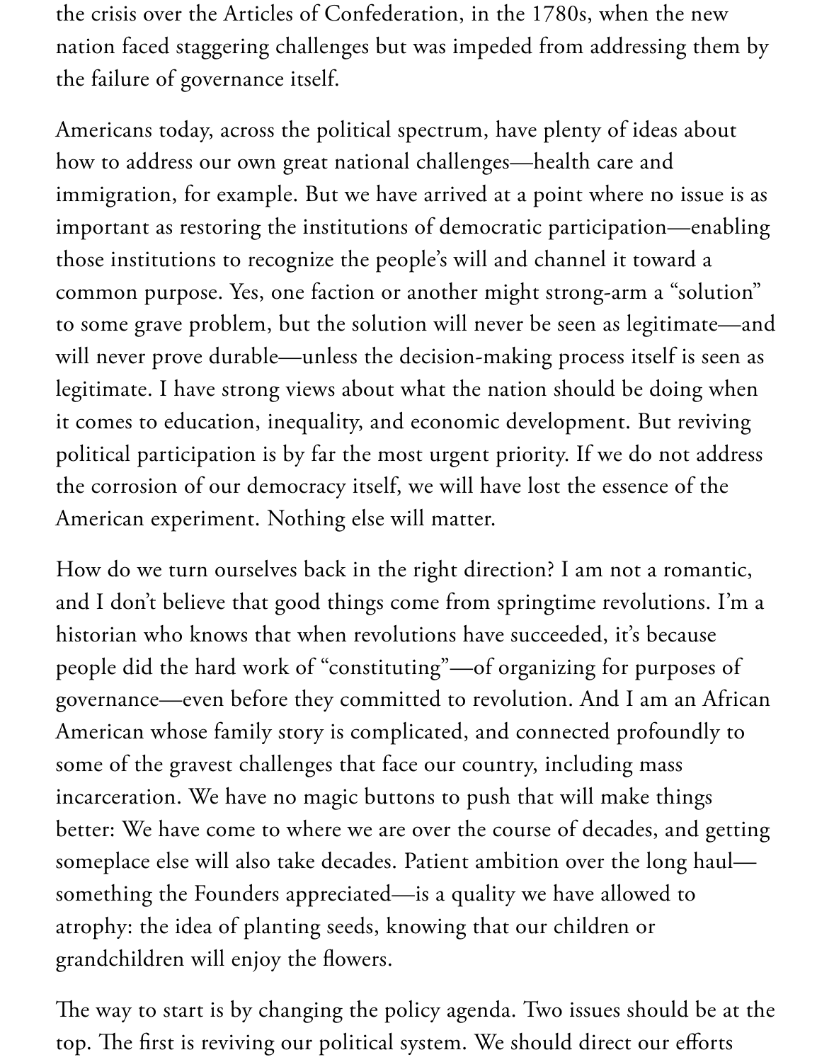the crisis over the Articles of Confederation, in the 1780s, when the new nation faced staggering challenges but was impeded from addressing them by the failure of governance itself.

Americans today, across the political spectrum, have plenty of ideas about how to address our own great national challenges—health care and immigration, for example. But we have arrived at a point where no issue is as important as restoring the institutions of democratic participation—enabling those institutions to recognize the people's will and channel it toward a common purpose. Yes, one faction or another might strong-arm a "solution" to some grave problem, but the solution will never be seen as legitimate—and will never prove durable—unless the decision-making process itself is seen as legitimate. I have strong views about what the nation should be doing when it comes to education, inequality, and economic development. But reviving political participation is by far the most urgent priority. If we do not address the corrosion of our democracy itself, we will have lost the essence of the American experiment. Nothing else will matter.

How do we turn ourselves back in the right direction? I am not a romantic, and I don't believe that good things come from springtime revolutions. I'm a historian who knows that when revolutions have succeeded, it's because people did the hard work of "constituting"—of organizing for purposes of governance—even before they committed to revolution. And I am an African American whose family story is complicated, and connected profoundly to some of the gravest challenges that face our country, including mass incarceration. We have no magic buttons to push that will make things better: We have come to where we are over the course of decades, and getting someplace else will also take decades. Patient ambition over the long haul—something the Founders appreciated—is a quality we have allowed to atrophy: the idea of planting seeds, knowing that our children or grandchildren will enjoy the flowers.

The way to start is by changing the policy agenda. Two issues should be at the top. The first is reviving our political system. We should direct our efforts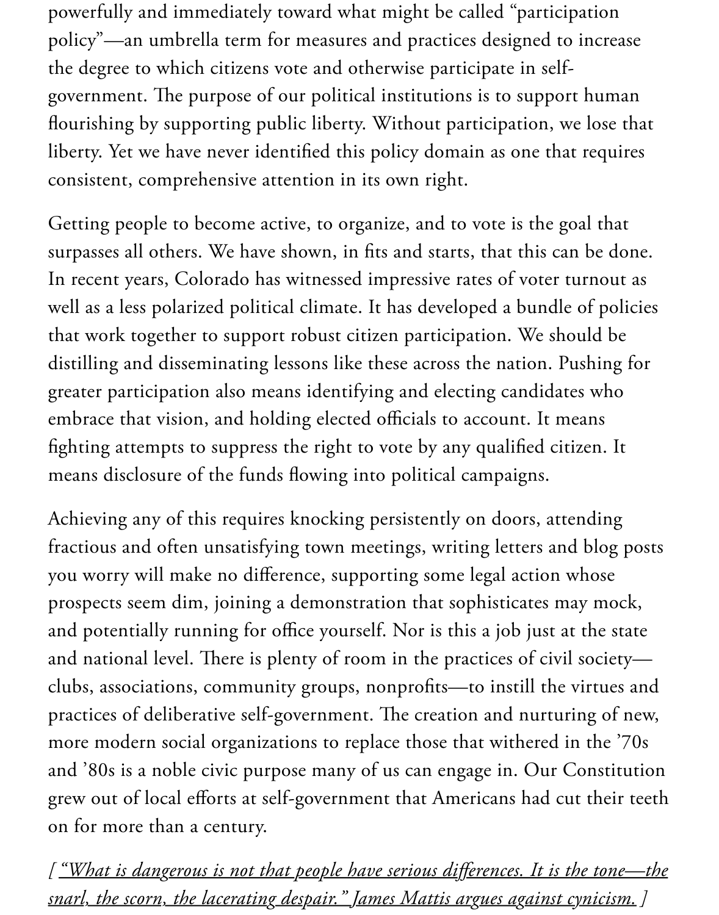powerfully and immediately toward what might be called "participation policy"—an umbrella term for measures and practices designed to increase the degree to which citizens vote and otherwise participate in self-government. The purpose of our political institutions is to support human flourishing by supporting public liberty. Without participation, we lose that liberty. Yet we have never identified this policy domain as one that requires consistent, comprehensive attention in its own right.

Getting people to become active, to organize, and to vote is the goal that surpasses all others. We have shown, in fits and starts, that this can be done. In recent years, Colorado has witnessed impressive rates of voter turnout as well as a less polarized political climate. It has developed a bundle of policies that work together to support robust citizen participation. We should be distilling and disseminating lessons like these across the nation. Pushing for greater participation also means identifying and electing candidates who embrace that vision, and holding elected officials to account. It means fighting attempts to suppress the right to vote by any qualified citizen. It means disclosure of the funds flowing into political campaigns.

Achieving any of this requires knocking persistently on doors, attending fractious and often unsatisfying town meetings, writing letters and blog posts you worry will make no difference, supporting some legal action whose prospects seem dim, joining a demonstration that sophisticates may mock, and potentially running for office yourself. Nor is this a job just at the state and national level. There is plenty of room in the practices of civil society—clubs, associations, community groups, nonprofits—to instill the virtues and practices of deliberative self-government. The creation and nurturing of new, more modern social organizations to replace those that withered in the '70s and '80s is a noble civic purpose many of us can engage in. Our Constitution grew out of local efforts at self-government that Americans had cut their teeth on for more than a century.

*[ "What is dangerous is not that people have serious differences. It is the tone—the snarl, the scorn, the lacerating despair." James Mattis argues against cynicism. ]*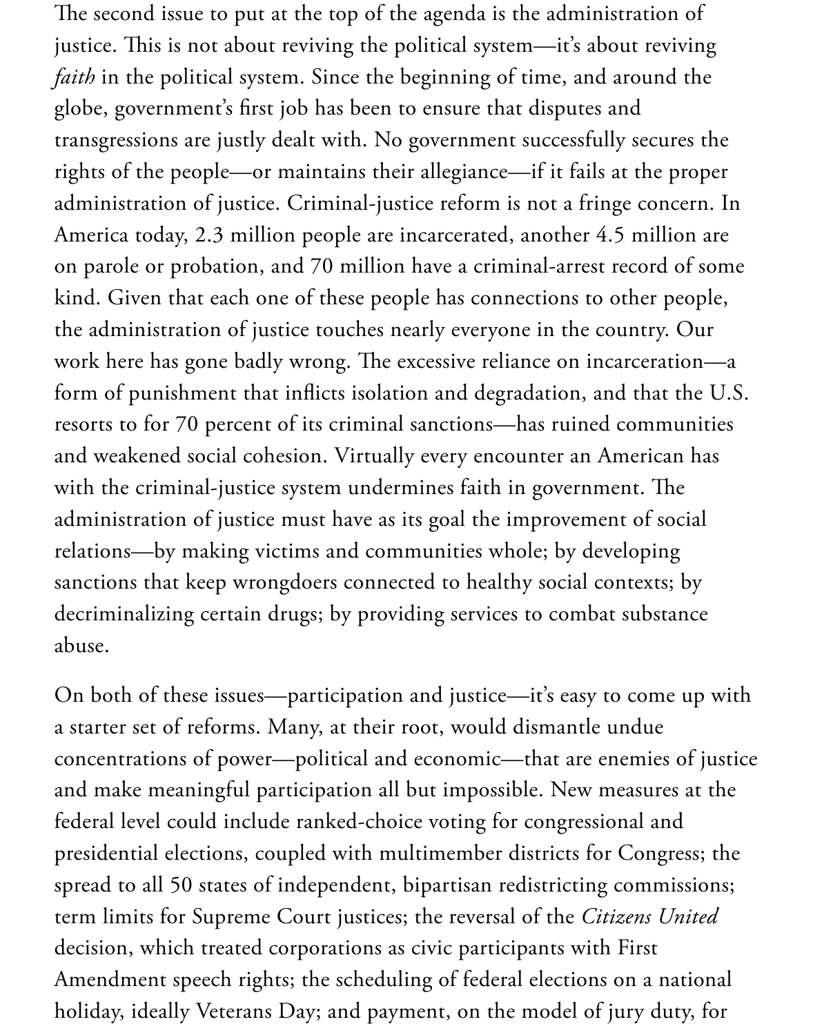The second issue to put at the top of the agenda is the administration of justice. This is not about reviving the political system—it's about reviving *faith* in the political system. Since the beginning of time, and around the globe, government's first job has been to ensure that disputes and transgressions are justly dealt with. No government successfully secures the rights of the people—or maintains their allegiance—if it fails at the proper administration of justice. Criminal-justice reform is not a fringe concern. In America today, 2.3 million people are incarcerated, another 4.5 million are on parole or probation, and 70 million have a criminal-arrest record of some kind. Given that each one of these people has connections to other people, the administration of justice touches nearly everyone in the country. Our work here has gone badly wrong. The excessive reliance on incarceration—a form of punishment that inflicts isolation and degradation, and that the U.S. resorts to for 70 percent of its criminal sanctions—has ruined communities and weakened social cohesion. Virtually every encounter an American has with the criminal-justice system undermines faith in government. The administration of justice must have as its goal the improvement of social relations—by making victims and communities whole; by developing sanctions that keep wrongdoers connected to healthy social contexts; by decriminalizing certain drugs; by providing services to combat substance abuse.

On both of these issues—participation and justice—it's easy to come up with a starter set of reforms. Many, at their root, would dismantle undue concentrations of power—political and economic—that are enemies of justice and make meaningful participation all but impossible. New measures at the federal level could include ranked-choice voting for congressional and presidential elections, coupled with multimember districts for Congress; the spread to all 50 states of independent, bipartisan redistricting commissions; term limits for Supreme Court justices; the reversal of the *Citizens United* decision, which treated corporations as civic participants with First Amendment speech rights; the scheduling of federal elections on a national holiday, ideally Veterans Day; and payment, on the model of jury duty, for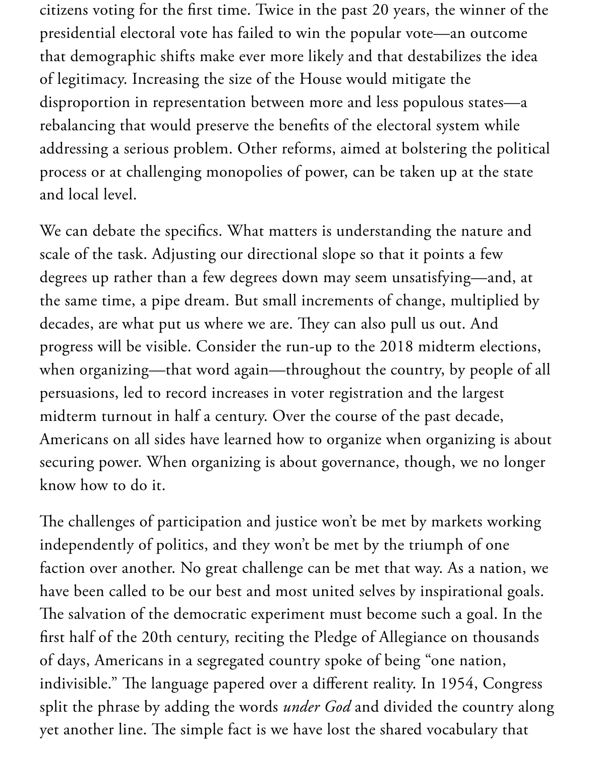citizens voting for the first time. Twice in the past 20 years, the winner of the presidential electoral vote has failed to win the popular vote—an outcome that demographic shifts make ever more likely and that destabilizes the idea of legitimacy. Increasing the size of the House would mitigate the disproportion in representation between more and less populous states—a rebalancing that would preserve the benefits of the electoral system while addressing a serious problem. Other reforms, aimed at bolstering the political process or at challenging monopolies of power, can be taken up at the state and local level.

We can debate the specifics. What matters is understanding the nature and scale of the task. Adjusting our directional slope so that it points a few degrees up rather than a few degrees down may seem unsatisfying—and, at the same time, a pipe dream. But small increments of change, multiplied by decades, are what put us where we are. They can also pull us out. And progress will be visible. Consider the run-up to the 2018 midterm elections, when organizing—that word again—throughout the country, by people of all persuasions, led to record increases in voter registration and the largest midterm turnout in half a century. Over the course of the past decade, Americans on all sides have learned how to organize when organizing is about securing power. When organizing is about governance, though, we no longer know how to do it.

The challenges of participation and justice won't be met by markets working independently of politics, and they won't be met by the triumph of one faction over another. No great challenge can be met that way. As a nation, we have been called to be our best and most united selves by inspirational goals. The salvation of the democratic experiment must become such a goal. In the first half of the 20th century, reciting the Pledge of Allegiance on thousands of days, Americans in a segregated country spoke of being "one nation, indivisible." The language papered over a different reality. In 1954, Congress split the phrase by adding the words *under God* and divided the country along yet another line. The simple fact is we have lost the shared vocabulary that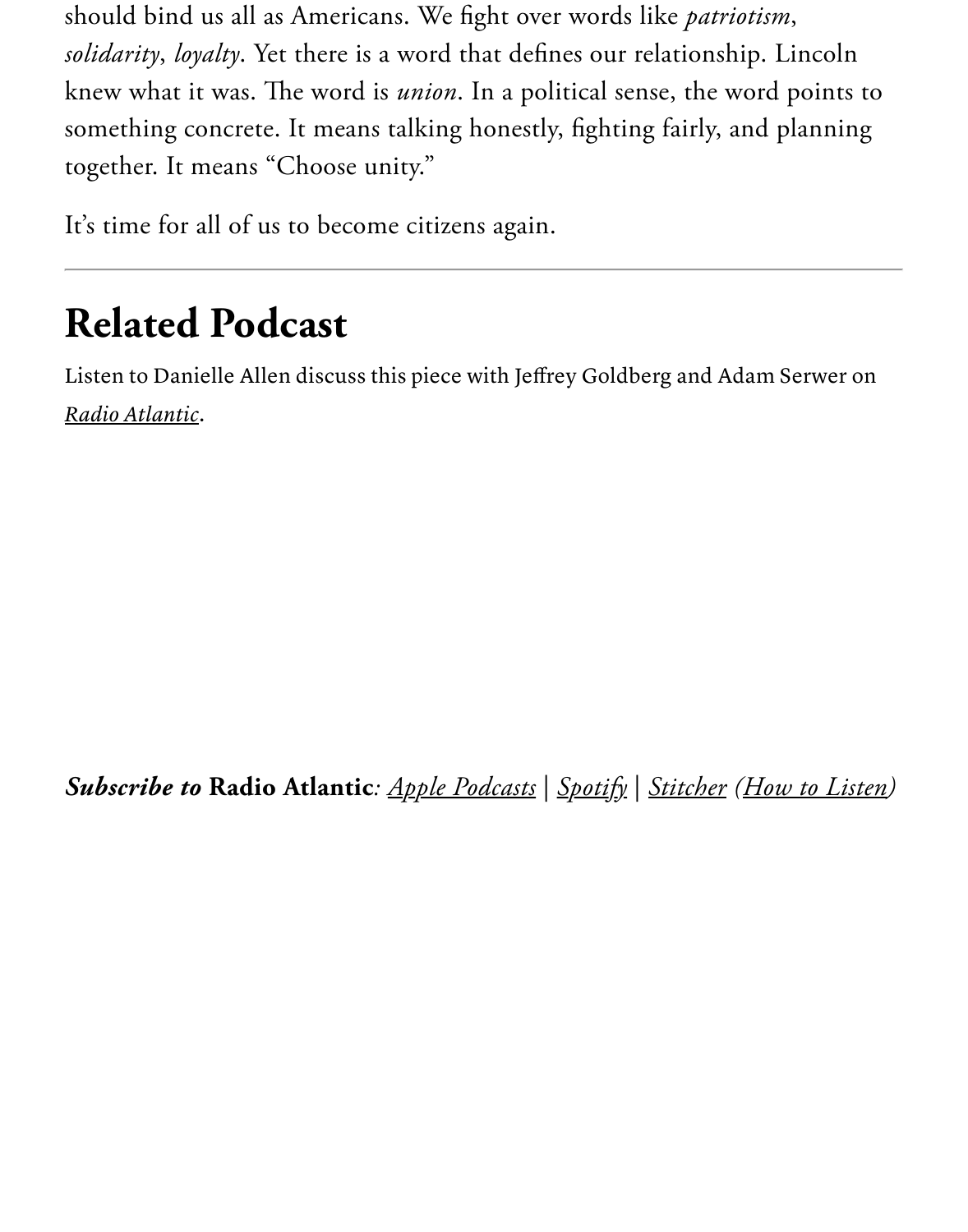should bind us all as Americans. We fight over words like *patriotism*, *solidarity*, *loyalty*. Yet there is a word that defines our relationship. Lincoln knew what it was. The word is *union*. In a political sense, the word points to something concrete. It means talking honestly, fighting fairly, and planning together. It means "Choose unity."

It's time for all of us to become citizens again.

---

## Related Podcast

Listen to Danielle Allen discuss this piece with Jeffrey Goldberg and Adam Serwer on *Radio Atlantic*.

***Subscribe to* Radio Atlantic***:* *Apple Podcasts* | *Spotify* | *Stitcher* *(How to Listen)*